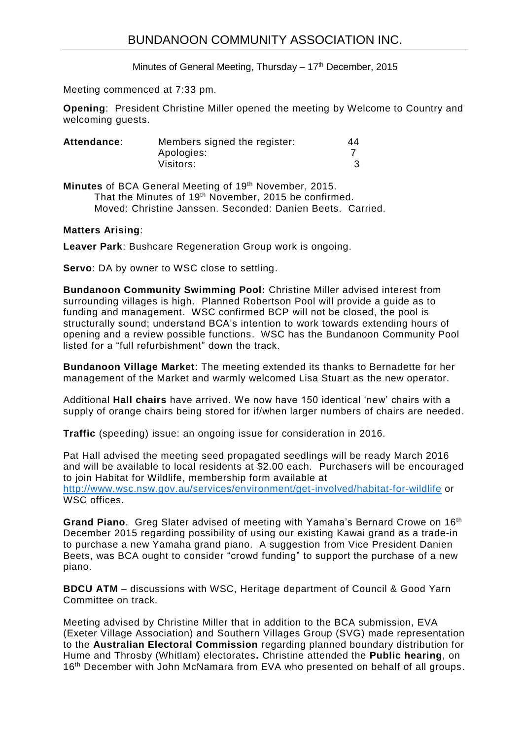# BUNDANOON COMMUNITY ASSOCIATION INC.

Minutes of General Meeting, Thursday – 17th December, 2015

Meeting commenced at 7:33 pm.

**Opening**: President Christine Miller opened the meeting by Welcome to Country and welcoming guests.

| **Attendance**: | Members signed the register: | 44 |
| --- | --- | --- |
| | Apologies: | 7 |
| | Visitors: | 3 |

**Minutes** of BCA General Meeting of 19th November, 2015.
That the Minutes of 19th November, 2015 be confirmed.
Moved: Christine Janssen. Seconded: Danien Beets. Carried.

**Matters Arising**:

**Leaver Park**: Bushcare Regeneration Group work is ongoing.

**Servo**: DA by owner to WSC close to settling.

**Bundanoon Community Swimming Pool:** Christine Miller advised interest from surrounding villages is high. Planned Robertson Pool will provide a guide as to funding and management. WSC confirmed BCP will not be closed, the pool is structurally sound; understand BCA's intention to work towards extending hours of opening and a review possible functions. WSC has the Bundanoon Community Pool listed for a "full refurbishment" down the track.

**Bundanoon Village Market**: The meeting extended its thanks to Bernadette for her management of the Market and warmly welcomed Lisa Stuart as the new operator.

Additional **Hall chairs** have arrived. We now have 150 identical 'new' chairs with a supply of orange chairs being stored for if/when larger numbers of chairs are needed.

**Traffic** (speeding) issue: an ongoing issue for consideration in 2016.

Pat Hall advised the meeting seed propagated seedlings will be ready March 2016 and will be available to local residents at $2.00 each. Purchasers will be encouraged to join Habitat for Wildlife, membership form available at http://www.wsc.nsw.gov.au/services/environment/get-involved/habitat-for-wildlife or WSC offices.

**Grand Piano**. Greg Slater advised of meeting with Yamaha's Bernard Crowe on 16th December 2015 regarding possibility of using our existing Kawai grand as a trade-in to purchase a new Yamaha grand piano. A suggestion from Vice President Danien Beets, was BCA ought to consider "crowd funding" to support the purchase of a new piano.

**BDCU ATM** – discussions with WSC, Heritage department of Council & Good Yarn Committee on track.

Meeting advised by Christine Miller that in addition to the BCA submission, EVA (Exeter Village Association) and Southern Villages Group (SVG) made representation to the **Australian Electoral Commission** regarding planned boundary distribution for Hume and Throsby (Whitlam) electorates**.** Christine attended the **Public hearing**, on 16th December with John McNamara from EVA who presented on behalf of all groups.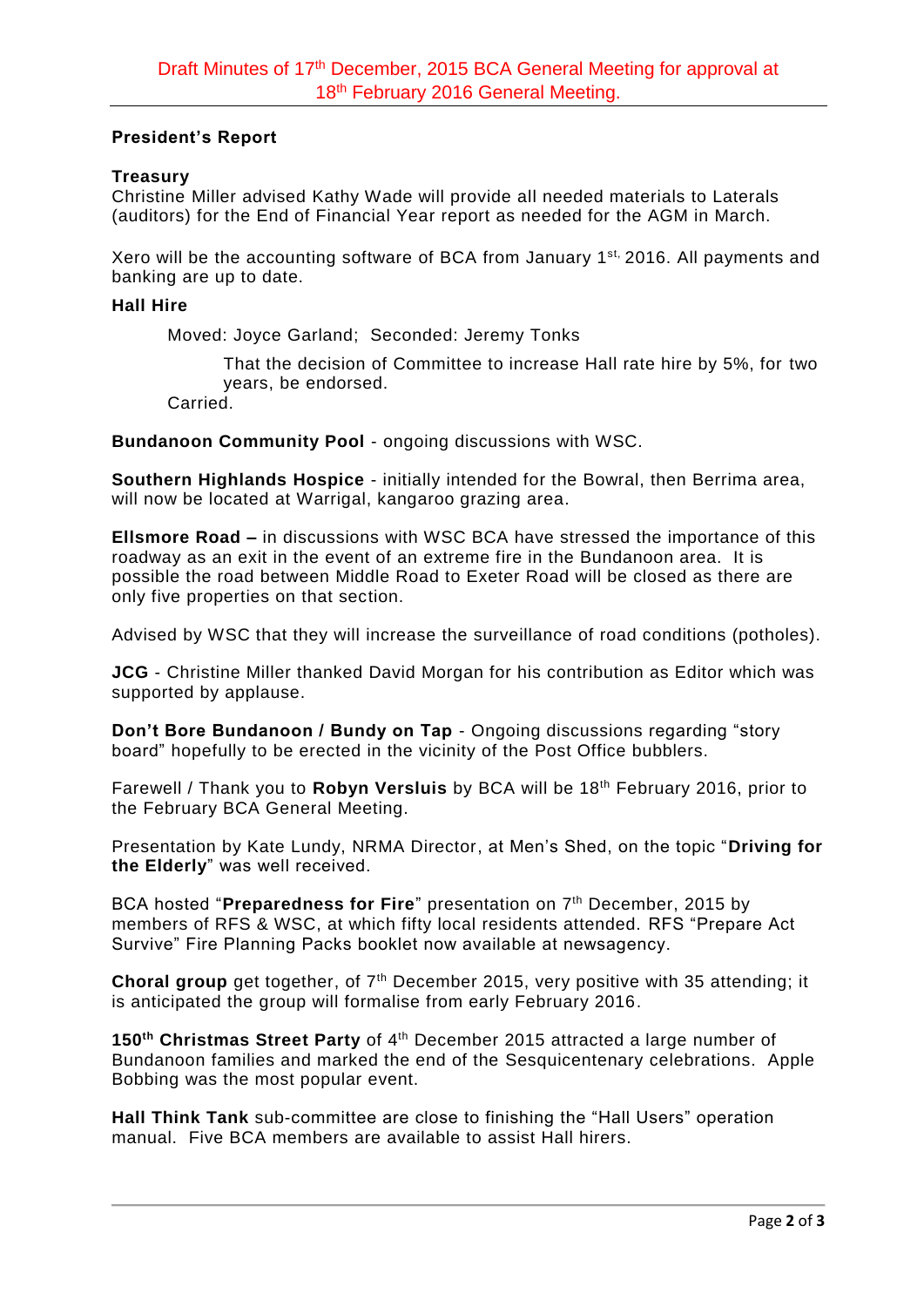Draft Minutes of 17th December, 2015 BCA General Meeting for approval at 18th February 2016 General Meeting.

**President's Report**

**Treasury**
Christine Miller advised Kathy Wade will provide all needed materials to Laterals (auditors) for the End of Financial Year report as needed for the AGM in March.

Xero will be the accounting software of BCA from January 1st, 2016. All payments and banking are up to date.

**Hall Hire**

Moved: Joyce Garland; Seconded: Jeremy Tonks

That the decision of Committee to increase Hall rate hire by 5%, for two years, be endorsed.

Carried.

**Bundanoon Community Pool** - ongoing discussions with WSC.

**Southern Highlands Hospice** - initially intended for the Bowral, then Berrima area, will now be located at Warrigal, kangaroo grazing area.

**Ellsmore Road –** in discussions with WSC BCA have stressed the importance of this roadway as an exit in the event of an extreme fire in the Bundanoon area. It is possible the road between Middle Road to Exeter Road will be closed as there are only five properties on that section.

Advised by WSC that they will increase the surveillance of road conditions (potholes).

**JCG** - Christine Miller thanked David Morgan for his contribution as Editor which was supported by applause.

**Don't Bore Bundanoon / Bundy on Tap** - Ongoing discussions regarding "story board" hopefully to be erected in the vicinity of the Post Office bubblers.

Farewell / Thank you to **Robyn Versluis** by BCA will be 18th February 2016, prior to the February BCA General Meeting.

Presentation by Kate Lundy, NRMA Director, at Men's Shed, on the topic "**Driving for the Elderly**" was well received.

BCA hosted "**Preparedness for Fire**" presentation on 7th December, 2015 by members of RFS & WSC, at which fifty local residents attended. RFS "Prepare Act Survive" Fire Planning Packs booklet now available at newsagency.

**Choral group** get together, of 7th December 2015, very positive with 35 attending; it is anticipated the group will formalise from early February 2016.

**150th Christmas Street Party** of 4th December 2015 attracted a large number of Bundanoon families and marked the end of the Sesquicentenary celebrations. Apple Bobbing was the most popular event.

**Hall Think Tank** sub-committee are close to finishing the "Hall Users" operation manual. Five BCA members are available to assist Hall hirers.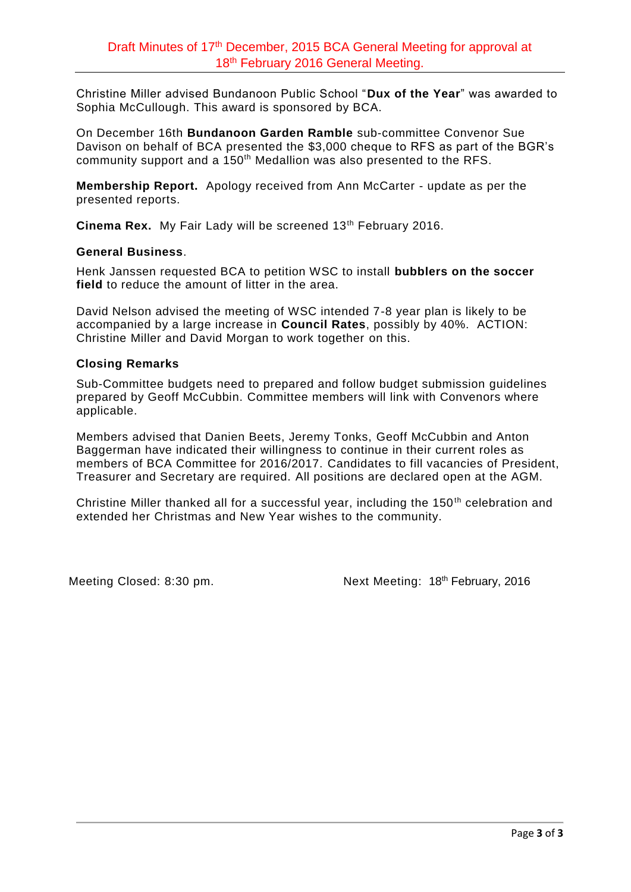Christine Miller advised Bundanoon Public School "**Dux of the Year**" was awarded to Sophia McCullough. This award is sponsored by BCA.

On December 16th **Bundanoon Garden Ramble** sub-committee Convenor Sue Davison on behalf of BCA presented the $3,000 cheque to RFS as part of the BGR's community support and a 150th Medallion was also presented to the RFS.

**Membership Report.** Apology received from Ann McCarter - update as per the presented reports.

**Cinema Rex.** My Fair Lady will be screened 13th February 2016.

**General Business**.

Henk Janssen requested BCA to petition WSC to install **bubblers on the soccer field** to reduce the amount of litter in the area.

David Nelson advised the meeting of WSC intended 7-8 year plan is likely to be accompanied by a large increase in **Council Rates**, possibly by 40%. ACTION: Christine Miller and David Morgan to work together on this.

**Closing Remarks**

Sub-Committee budgets need to prepared and follow budget submission guidelines prepared by Geoff McCubbin. Committee members will link with Convenors where applicable.

Members advised that Danien Beets, Jeremy Tonks, Geoff McCubbin and Anton Baggerman have indicated their willingness to continue in their current roles as members of BCA Committee for 2016/2017. Candidates to fill vacancies of President, Treasurer and Secretary are required. All positions are declared open at the AGM.

Christine Miller thanked all for a successful year, including the 150th celebration and extended her Christmas and New Year wishes to the community.

Meeting Closed: 8:30 pm.

Next Meeting: 18th February, 2016